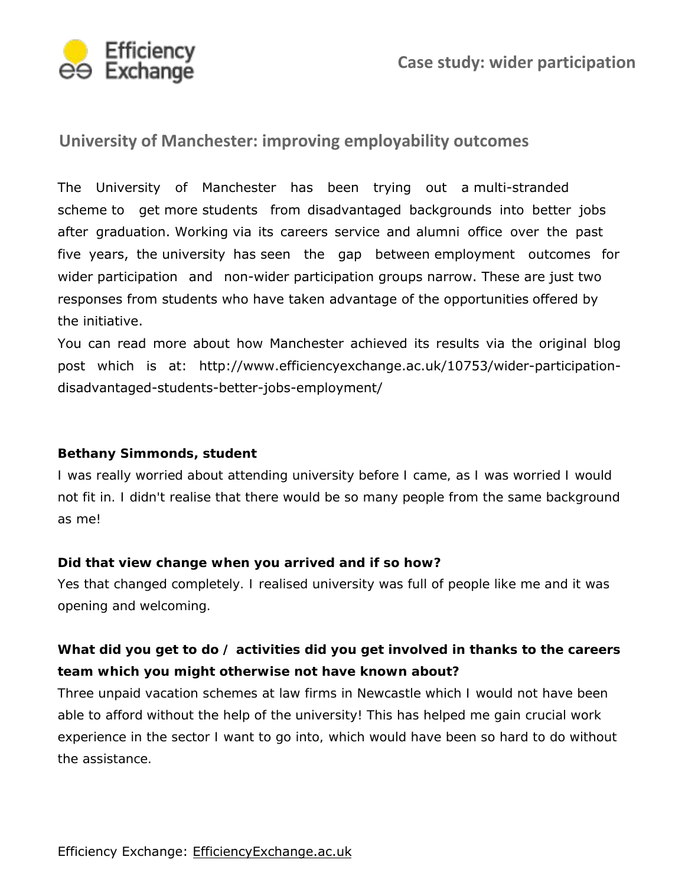Case study: wider participation

## University of Manchester: improving employability outcomes

The University of Manchester has been trying out a multi-stranded scheme to get more students from disadvantaged backgrounds into better jobs after graduation. Working via its careers service and alumni office over the past five years, the university has seen the gap between employment outcomes for wider participation and non-wider participation groups narrow. These are just two responses from students who have taken advantage of the opportunities offered by the initiative.

You can read more about how Manchester achieved its results via the original blog post which is at: http://www.efficiencyexchange.ac.uk/10753/wider-participation-disadvantaged-students-better-jobs-employment/

**Bethany Simmonds, student**

I was really worried about attending university before I came, as I was worried I would not fit in. I didn't realise that there would be so many people from the same background as me!

**Did that view change when you arrived and if so how?**

Yes that changed completely. I realised university was full of people like me and it was opening and welcoming.

**What did you get to do / activities did you get involved in thanks to the careers team which you might otherwise not have known about?**

Three unpaid vacation schemes at law firms in Newcastle which I would not have been able to afford without the help of the university! This has helped me gain crucial work experience in the sector I want to go into, which would have been so hard to do without the assistance.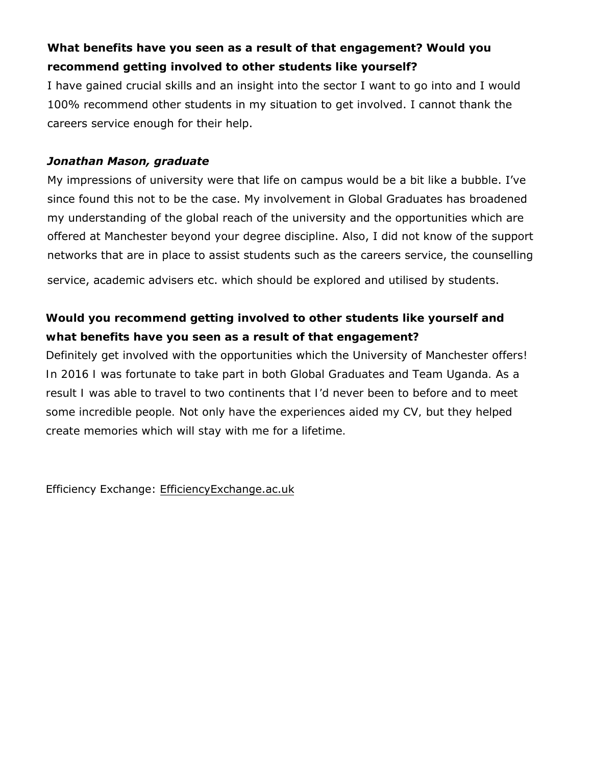**What benefits have you seen as a result of that engagement? Would you recommend getting involved to other students like yourself?**

I have gained crucial skills and an insight into the sector I want to go into and I would 100% recommend other students in my situation to get involved. I cannot thank the careers service enough for their help.

***Jonathan Mason, graduate***

My impressions of university were that life on campus would be a bit like a bubble. I've since found this not to be the case. My involvement in Global Graduates has broadened my understanding of the global reach of the university and the opportunities which are offered at Manchester beyond your degree discipline. Also, I did not know of the support networks that are in place to assist students such as the careers service, the counselling service, academic advisers etc. which should be explored and utilised by students.

**Would you recommend getting involved to other students like yourself and what benefits have you seen as a result of that engagement?**

Definitely get involved with the opportunities which the University of Manchester offers! In 2016 I was fortunate to take part in both Global Graduates and Team Uganda. As a result I was able to travel to two continents that I'd never been to before and to meet some incredible people. Not only have the experiences aided my CV, but they helped create memories which will stay with me for a lifetime.

Efficiency Exchange: EfficiencyExchange.ac.uk